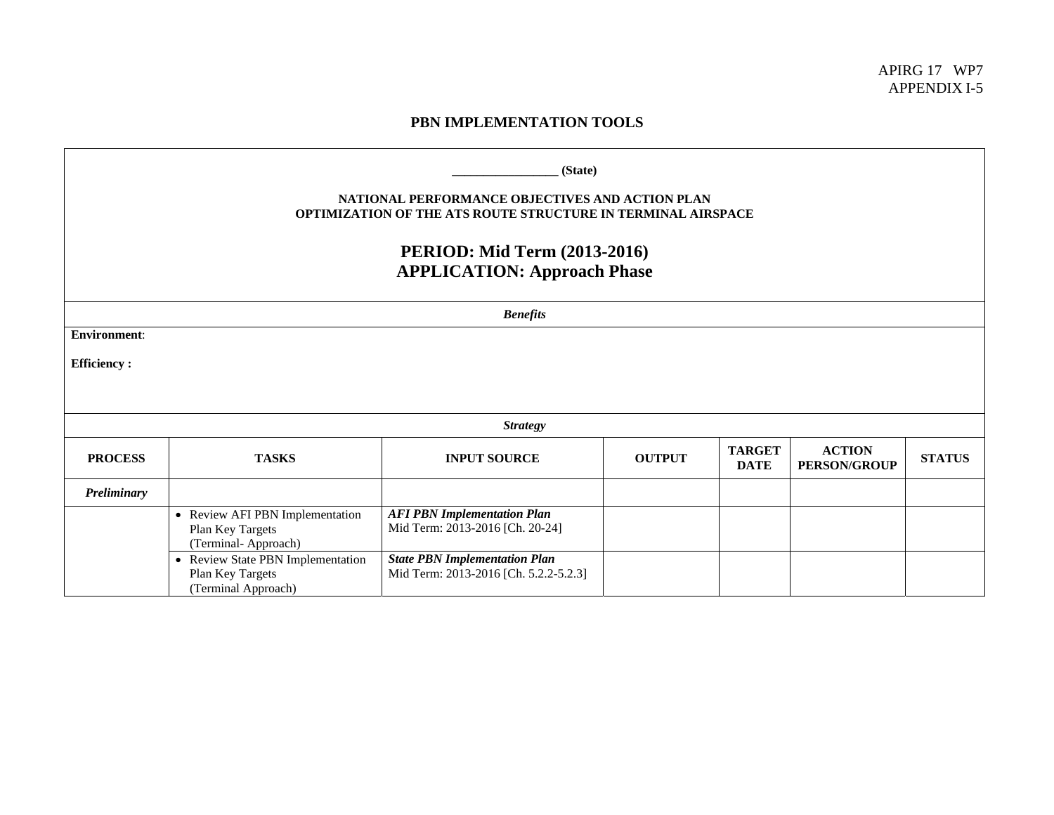APIRG 17 WP7
APPENDIX I-5

## PBN IMPLEMENTATION TOOLS

**________________ (State)**

**NATIONAL PERFORMANCE OBJECTIVES AND ACTION PLAN**
**OPTIMIZATION OF THE ATS ROUTE STRUCTURE IN TERMINAL AIRSPACE**

### PERIOD: Mid Term (2013-2016)
### APPLICATION: Approach Phase

***Benefits***

**Environment**:

**Efficiency :**

***Strategy***

| PROCESS | TASKS | INPUT SOURCE | OUTPUT | TARGET DATE | ACTION PERSON/GROUP | STATUS |
|---|---|---|---|---|---|---|
| ***Preliminary*** | | | | | | |
| | • Review AFI PBN Implementation Plan Key Targets (Terminal- Approach) | ***AFI PBN Implementation Plan*** Mid Term: 2013-2016 [Ch. 20-24] | | | | |
| | • Review State PBN Implementation Plan Key Targets (Terminal Approach) | ***State PBN Implementation Plan*** Mid Term: 2013-2016 [Ch. 5.2.2-5.2.3] | | | | |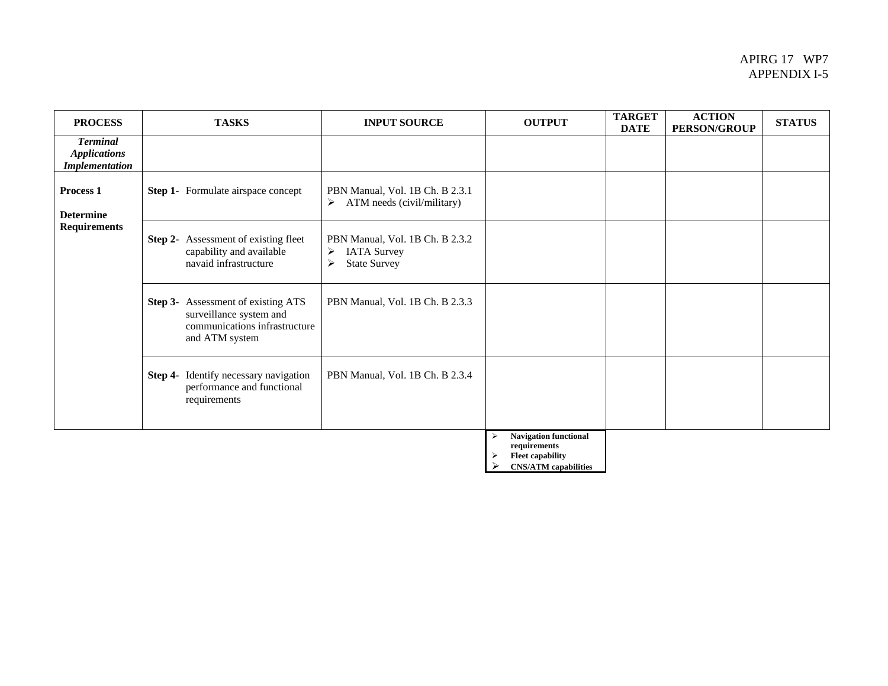APIRG 17 WP7
APPENDIX I-5

| PROCESS | TASKS | INPUT SOURCE | OUTPUT | TARGET DATE | ACTION PERSON/GROUP | STATUS |
|---|---|---|---|---|---|---|
| ***Terminal Applications Implementation*** | | | | | | |
| **Process 1**<br><br>**Determine Requirements** | **Step 1-** Formulate airspace concept | PBN Manual, Vol. 1B Ch. B 2.3.1<br>➢ ATM needs (civil/military) | | | | |
| | **Step 2-** Assessment of existing fleet capability and available navaid infrastructure | PBN Manual, Vol. 1B Ch. B 2.3.2<br>➢ IATA Survey<br>➢ State Survey | | | | |
| | **Step 3-** Assessment of existing ATS surveillance system and communications infrastructure and ATM system | PBN Manual, Vol. 1B Ch. B 2.3.3 | | | | |
| | **Step 4-** Identify necessary navigation performance and functional requirements | PBN Manual, Vol. 1B Ch. B 2.3.4 | | | | |
| | | | ➢ **Navigation functional requirements**<br>➢ **Fleet capability**<br>➢ **CNS/ATM capabilities** | | | |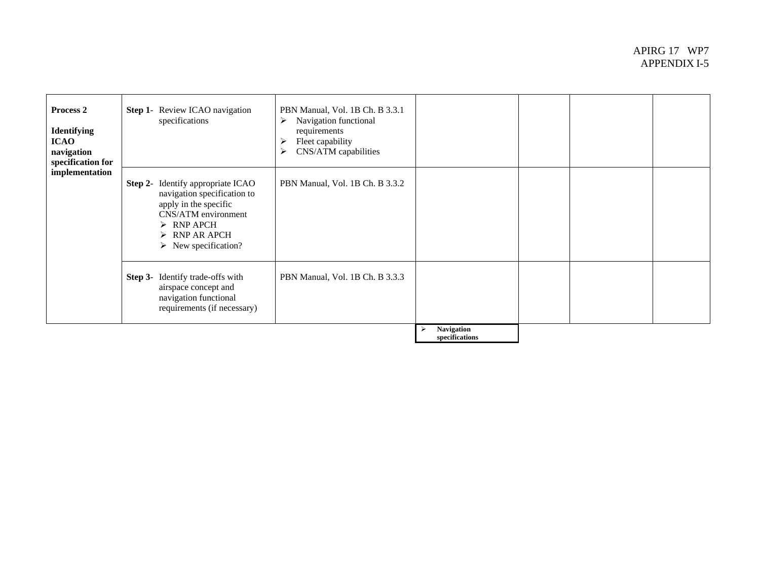| **Process 2**<br><br>**Identifying ICAO navigation specification for implementation** | **Step 1-** Review ICAO navigation specifications | PBN Manual, Vol. 1B Ch. B 3.3.1<br>➢ Navigation functional requirements<br>➢ Fleet capability<br>➢ CNS/ATM capabilities | | | | |
|---|---|---|---|---|---|---|
| | **Step 2-** Identify appropriate ICAO navigation specification to apply in the specific CNS/ATM environment<br>➢ RNP APCH<br>➢ RNP AR APCH<br>➢ New specification? | PBN Manual, Vol. 1B Ch. B 3.3.2 | | | | |
| | **Step 3-** Identify trade-offs with airspace concept and navigation functional requirements (if necessary) | PBN Manual, Vol. 1B Ch. B 3.3.3 | | | | |
| | | | ➢ **Navigation specifications** | | | |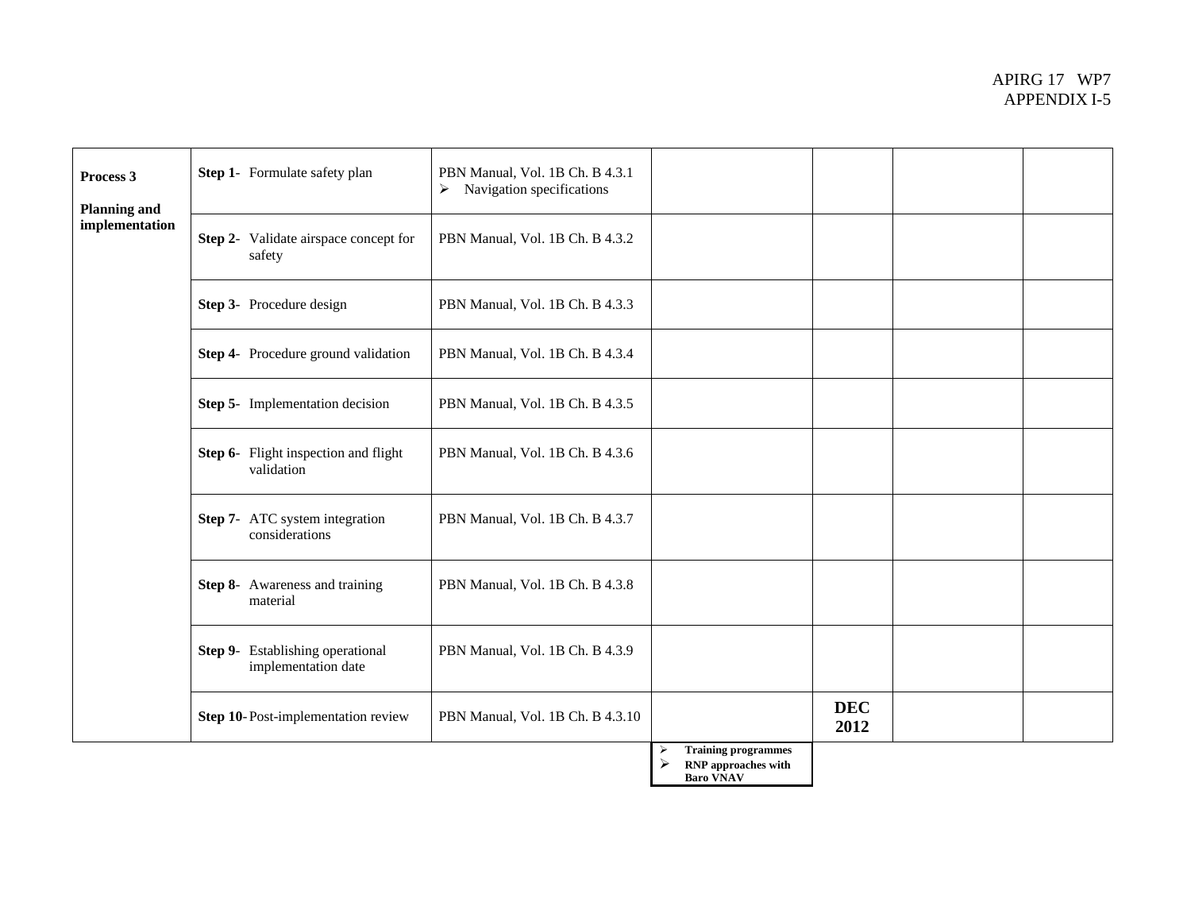| | | | | | | |
|---|---|---|---|---|---|---|
| **Process 3**<br><br>**Planning and implementation** | **Step 1-** Formulate safety plan | PBN Manual, Vol. 1B Ch. B 4.3.1<br>➢ Navigation specifications | | | | |
| | **Step 2-** Validate airspace concept for safety | PBN Manual, Vol. 1B Ch. B 4.3.2 | | | | |
| | **Step 3-** Procedure design | PBN Manual, Vol. 1B Ch. B 4.3.3 | | | | |
| | **Step 4-** Procedure ground validation | PBN Manual, Vol. 1B Ch. B 4.3.4 | | | | |
| | **Step 5-** Implementation decision | PBN Manual, Vol. 1B Ch. B 4.3.5 | | | | |
| | **Step 6-** Flight inspection and flight validation | PBN Manual, Vol. 1B Ch. B 4.3.6 | | | | |
| | **Step 7-** ATC system integration considerations | PBN Manual, Vol. 1B Ch. B 4.3.7 | | | | |
| | **Step 8-** Awareness and training material | PBN Manual, Vol. 1B Ch. B 4.3.8 | | | | |
| | **Step 9-** Establishing operational implementation date | PBN Manual, Vol. 1B Ch. B 4.3.9 | | | | |
| | **Step 10-** Post-implementation review | PBN Manual, Vol. 1B Ch. B 4.3.10 | | **DEC 2012** | | |
| | | | ➢ **Training programmes**<br>➢ **RNP approaches with Baro VNAV** | | | |